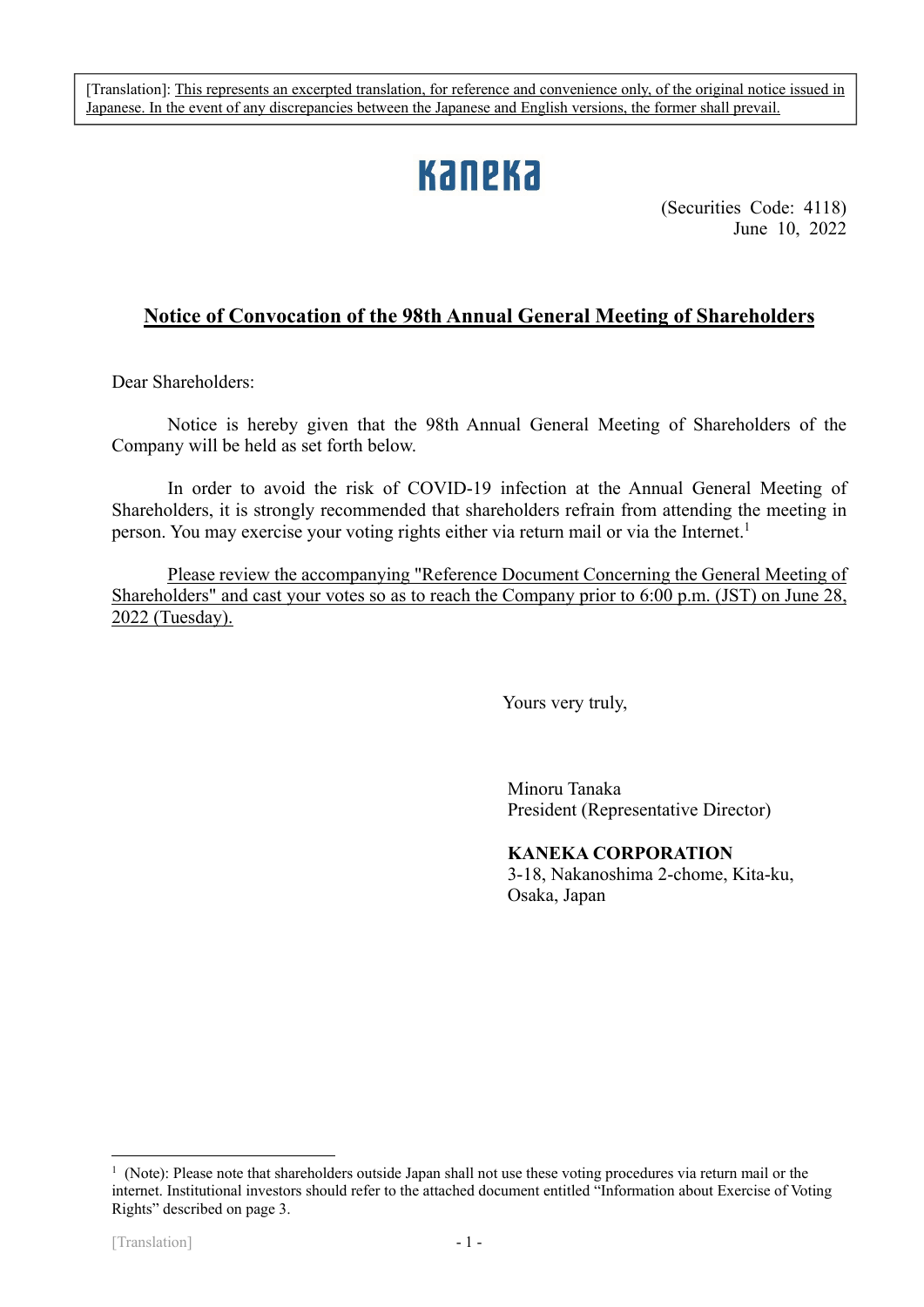[Translation]: This represents an excerpted translation, for reference and convenience only, of the original notice issued in Japanese. In the event of any discrepancies between the Japanese and English versions, the former shall prevail.

KANEKA

(Securities Code: 4118)
June 10, 2022

# Notice of Convocation of the 98th Annual General Meeting of Shareholders

Dear Shareholders:

Notice is hereby given that the 98th Annual General Meeting of Shareholders of the Company will be held as set forth below.

In order to avoid the risk of COVID-19 infection at the Annual General Meeting of Shareholders, it is strongly recommended that shareholders refrain from attending the meeting in person. You may exercise your voting rights either via return mail or via the Internet.[1]

Please review the accompanying "Reference Document Concerning the General Meeting of Shareholders" and cast your votes so as to reach the Company prior to 6:00 p.m. (JST) on June 28, 2022 (Tuesday).

Yours very truly,

Minoru Tanaka
President (Representative Director)

**KANEKA CORPORATION**
3-18, Nakanoshima 2-chome, Kita-ku,
Osaka, Japan

[1] (Note): Please note that shareholders outside Japan shall not use these voting procedures via return mail or the internet. Institutional investors should refer to the attached document entitled "Information about Exercise of Voting Rights" described on page 3.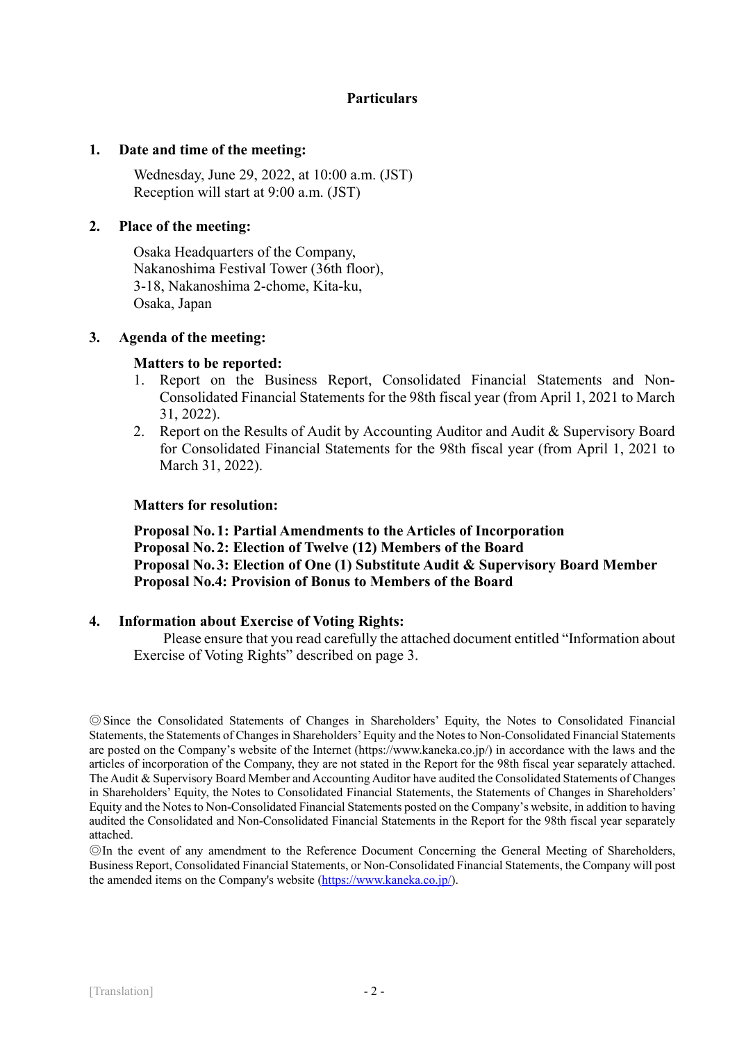## Particulars

**1. Date and time of the meeting:**

Wednesday, June 29, 2022, at 10:00 a.m. (JST)
Reception will start at 9:00 a.m. (JST)

**2. Place of the meeting:**

Osaka Headquarters of the Company,
Nakanoshima Festival Tower (36th floor),
3-18, Nakanoshima 2-chome, Kita-ku,
Osaka, Japan

**3. Agenda of the meeting:**

**Matters to be reported:**

1. Report on the Business Report, Consolidated Financial Statements and Non-Consolidated Financial Statements for the 98th fiscal year (from April 1, 2021 to March 31, 2022).
2. Report on the Results of Audit by Accounting Auditor and Audit & Supervisory Board for Consolidated Financial Statements for the 98th fiscal year (from April 1, 2021 to March 31, 2022).

**Matters for resolution:**

**Proposal No. 1: Partial Amendments to the Articles of Incorporation**
**Proposal No. 2: Election of Twelve (12) Members of the Board**
**Proposal No. 3: Election of One (1) Substitute Audit & Supervisory Board Member**
**Proposal No.4: Provision of Bonus to Members of the Board**

**4. Information about Exercise of Voting Rights:**

Please ensure that you read carefully the attached document entitled "Information about Exercise of Voting Rights" described on page 3.

◎Since the Consolidated Statements of Changes in Shareholders' Equity, the Notes to Consolidated Financial Statements, the Statements of Changes in Shareholders' Equity and the Notes to Non-Consolidated Financial Statements are posted on the Company's website of the Internet (https://www.kaneka.co.jp/) in accordance with the laws and the articles of incorporation of the Company, they are not stated in the Report for the 98th fiscal year separately attached. The Audit & Supervisory Board Member and Accounting Auditor have audited the Consolidated Statements of Changes in Shareholders' Equity, the Notes to Consolidated Financial Statements, the Statements of Changes in Shareholders' Equity and the Notes to Non-Consolidated Financial Statements posted on the Company's website, in addition to having audited the Consolidated and Non-Consolidated Financial Statements in the Report for the 98th fiscal year separately attached.

◎In the event of any amendment to the Reference Document Concerning the General Meeting of Shareholders, Business Report, Consolidated Financial Statements, or Non-Consolidated Financial Statements, the Company will post the amended items on the Company's website (https://www.kaneka.co.jp/).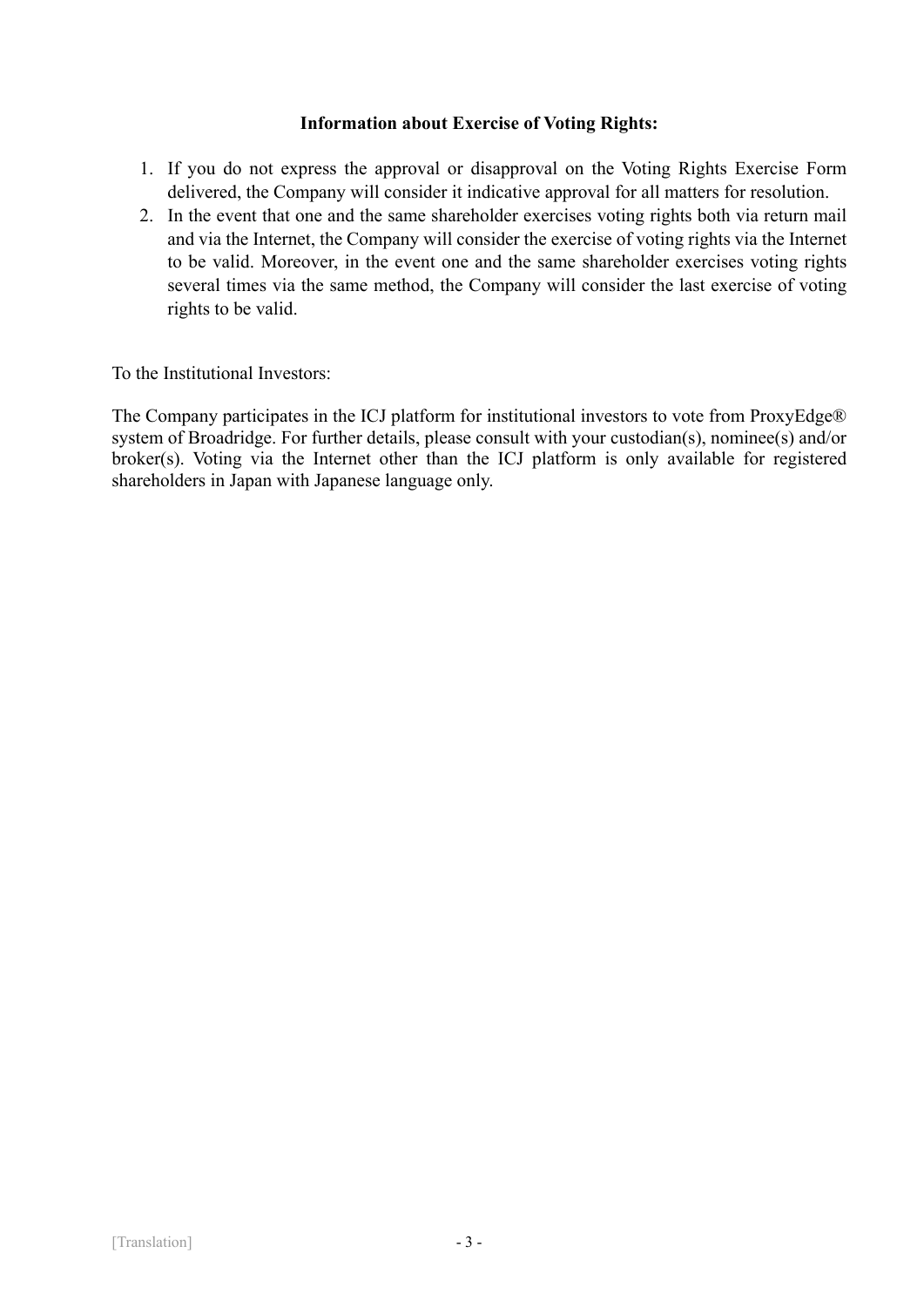**Information about Exercise of Voting Rights:**

1. If you do not express the approval or disapproval on the Voting Rights Exercise Form delivered, the Company will consider it indicative approval for all matters for resolution.
2. In the event that one and the same shareholder exercises voting rights both via return mail and via the Internet, the Company will consider the exercise of voting rights via the Internet to be valid. Moreover, in the event one and the same shareholder exercises voting rights several times via the same method, the Company will consider the last exercise of voting rights to be valid.

To the Institutional Investors:

The Company participates in the ICJ platform for institutional investors to vote from ProxyEdge® system of Broadridge. For further details, please consult with your custodian(s), nominee(s) and/or broker(s). Voting via the Internet other than the ICJ platform is only available for registered shareholders in Japan with Japanese language only.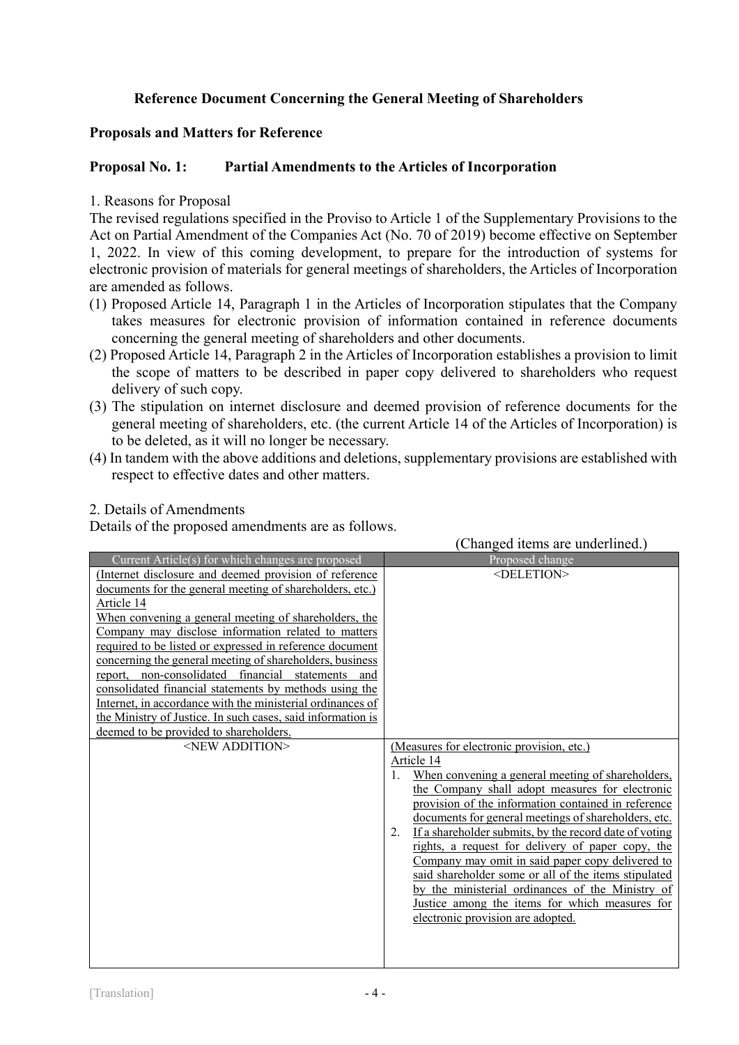## Reference Document Concerning the General Meeting of Shareholders

### Proposals and Matters for Reference

### Proposal No. 1: Partial Amendments to the Articles of Incorporation

1. Reasons for Proposal

The revised regulations specified in the Proviso to Article 1 of the Supplementary Provisions to the Act on Partial Amendment of the Companies Act (No. 70 of 2019) become effective on September 1, 2022. In view of this coming development, to prepare for the introduction of systems for electronic provision of materials for general meetings of shareholders, the Articles of Incorporation are amended as follows.

(1) Proposed Article 14, Paragraph 1 in the Articles of Incorporation stipulates that the Company takes measures for electronic provision of information contained in reference documents concerning the general meeting of shareholders and other documents.
(2) Proposed Article 14, Paragraph 2 in the Articles of Incorporation establishes a provision to limit the scope of matters to be described in paper copy delivered to shareholders who request delivery of such copy.
(3) The stipulation on internet disclosure and deemed provision of reference documents for the general meeting of shareholders, etc. (the current Article 14 of the Articles of Incorporation) is to be deleted, as it will no longer be necessary.
(4) In tandem with the above additions and deletions, supplementary provisions are established with respect to effective dates and other matters.

2. Details of Amendments

Details of the proposed amendments are as follows.

(Changed items are underlined.)

| Current Article(s) for which changes are proposed | Proposed change |
|---|---|
| (Internet disclosure and deemed provision of reference documents for the general meeting of shareholders, etc.)<br>Article 14<br>When convening a general meeting of shareholders, the Company may disclose information related to matters required to be listed or expressed in reference document concerning the general meeting of shareholders, business report, non-consolidated financial statements and consolidated financial statements by methods using the Internet, in accordance with the ministerial ordinances of the Ministry of Justice. In such cases, said information is deemed to be provided to shareholders. | <DELETION> |
| <NEW ADDITION> | (Measures for electronic provision, etc.)<br>Article 14<br>1. When convening a general meeting of shareholders, the Company shall adopt measures for electronic provision of the information contained in reference documents for general meetings of shareholders, etc.<br>2. If a shareholder submits, by the record date of voting rights, a request for delivery of paper copy, the Company may omit in said paper copy delivered to said shareholder some or all of the items stipulated by the ministerial ordinances of the Ministry of Justice among the items for which measures for electronic provision are adopted. |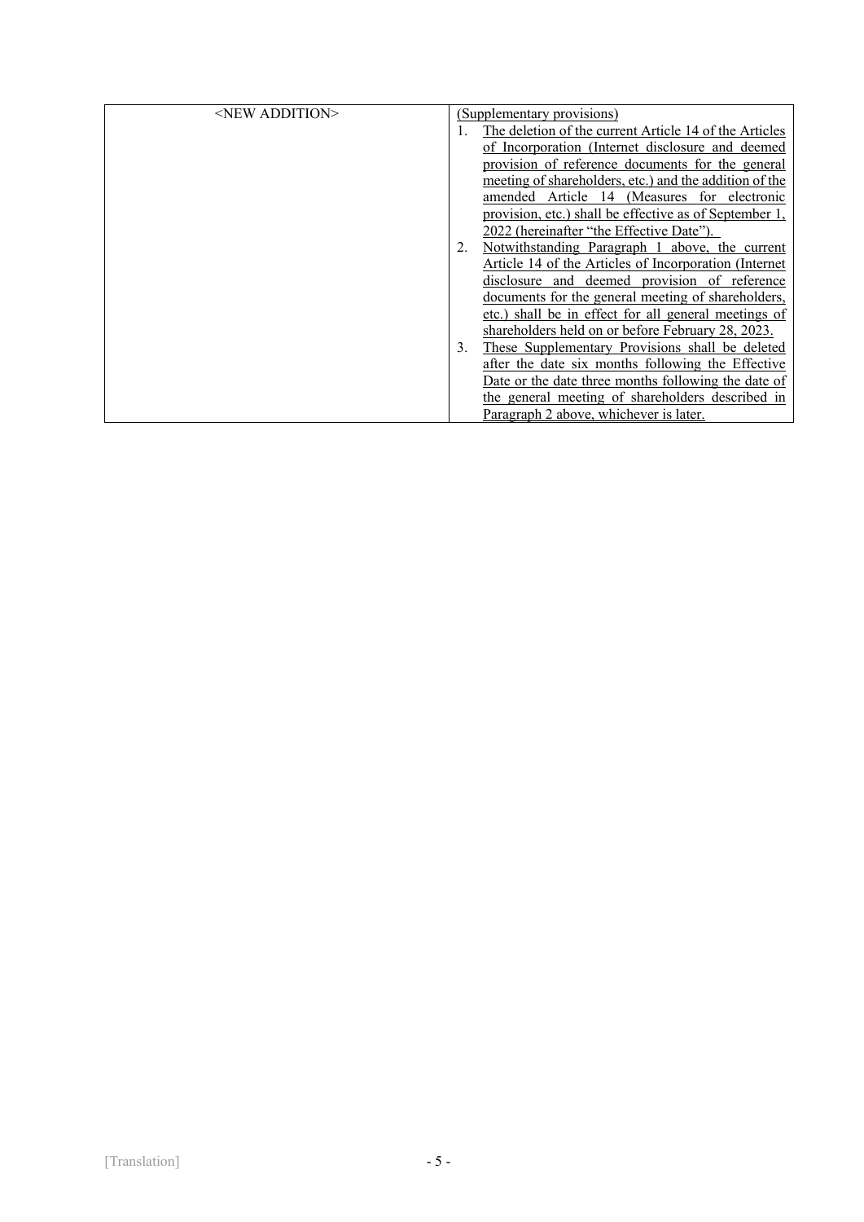| | |
|---|---|
| <NEW ADDITION> | (Supplementary provisions)<br>1. The deletion of the current Article 14 of the Articles of Incorporation (Internet disclosure and deemed provision of reference documents for the general meeting of shareholders, etc.) and the addition of the amended Article 14 (Measures for electronic provision, etc.) shall be effective as of September 1, 2022 (hereinafter "the Effective Date").<br>2. Notwithstanding Paragraph 1 above, the current Article 14 of the Articles of Incorporation (Internet disclosure and deemed provision of reference documents for the general meeting of shareholders, etc.) shall be in effect for all general meetings of shareholders held on or before February 28, 2023.<br>3. These Supplementary Provisions shall be deleted after the date six months following the Effective Date or the date three months following the date of the general meeting of shareholders described in Paragraph 2 above, whichever is later. |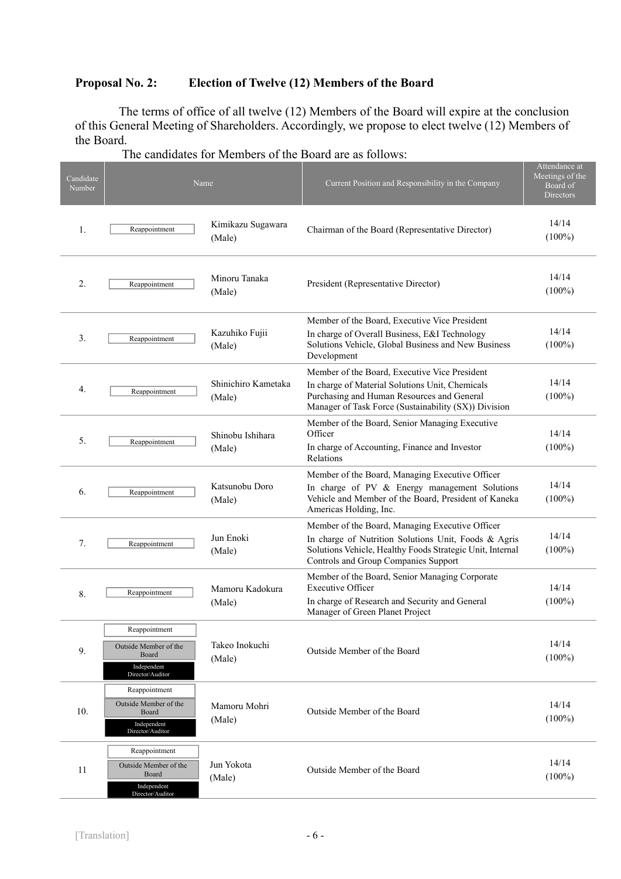**Proposal No. 2: Election of Twelve (12) Members of the Board**

The terms of office of all twelve (12) Members of the Board will expire at the conclusion of this General Meeting of Shareholders. Accordingly, we propose to elect twelve (12) Members of the Board.

The candidates for Members of the Board are as follows:

| Candidate Number | Name | | Current Position and Responsibility in the Company | Attendance at Meetings of the Board of Directors |
|---|---|---|---|---|
| 1. | Reappointment | Kimikazu Sugawara (Male) | Chairman of the Board (Representative Director) | 14/14 (100%) |
| 2. | Reappointment | Minoru Tanaka (Male) | President (Representative Director) | 14/14 (100%) |
| 3. | Reappointment | Kazuhiko Fujii (Male) | Member of the Board, Executive Vice President<br>In charge of Overall Business, E&I Technology Solutions Vehicle, Global Business and New Business Development | 14/14 (100%) |
| 4. | Reappointment | Shinichiro Kametaka (Male) | Member of the Board, Executive Vice President<br>In charge of Material Solutions Unit, Chemicals Purchasing and Human Resources and General Manager of Task Force (Sustainability (SX)) Division | 14/14 (100%) |
| 5. | Reappointment | Shinobu Ishihara (Male) | Member of the Board, Senior Managing Executive Officer<br>In charge of Accounting, Finance and Investor Relations | 14/14 (100%) |
| 6. | Reappointment | Katsunobu Doro (Male) | Member of the Board, Managing Executive Officer<br>In charge of PV & Energy management Solutions Vehicle and Member of the Board, President of Kaneka Americas Holding, Inc. | 14/14 (100%) |
| 7. | Reappointment | Jun Enoki (Male) | Member of the Board, Managing Executive Officer<br>In charge of Nutrition Solutions Unit, Foods & Agris Solutions Vehicle, Healthy Foods Strategic Unit, Internal Controls and Group Companies Support | 14/14 (100%) |
| 8. | Reappointment | Mamoru Kadokura (Male) | Member of the Board, Senior Managing Corporate Executive Officer<br>In charge of Research and Security and General Manager of Green Planet Project | 14/14 (100%) |
| 9. | Reappointment<br>Outside Member of the Board<br>Independent Director/Auditor | Takeo Inokuchi (Male) | Outside Member of the Board | 14/14 (100%) |
| 10. | Reappointment<br>Outside Member of the Board<br>Independent Director/Auditor | Mamoru Mohri (Male) | Outside Member of the Board | 14/14 (100%) |
| 11 | Reappointment<br>Outside Member of the Board<br>Independent Director/Auditor | Jun Yokota (Male) | Outside Member of the Board | 14/14 (100%) |

[Translation]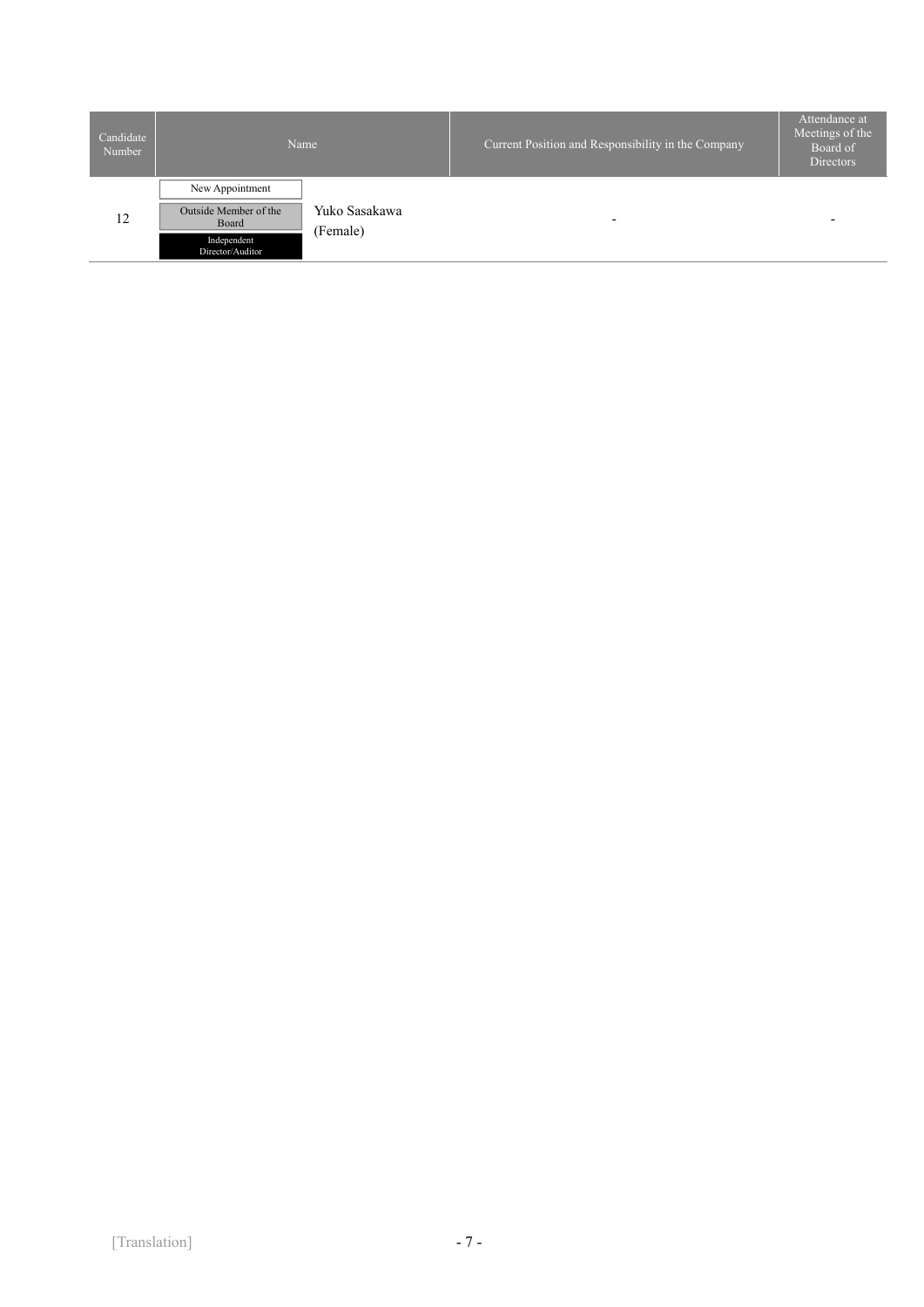| Candidate Number | Name | Current Position and Responsibility in the Company | Attendance at Meetings of the Board of Directors |
|---|---|---|---|
| 12 | New Appointment<br>Outside Member of the Board<br>Independent Director/Auditor<br>Yuko Sasakawa (Female) | - | - |

[Translation]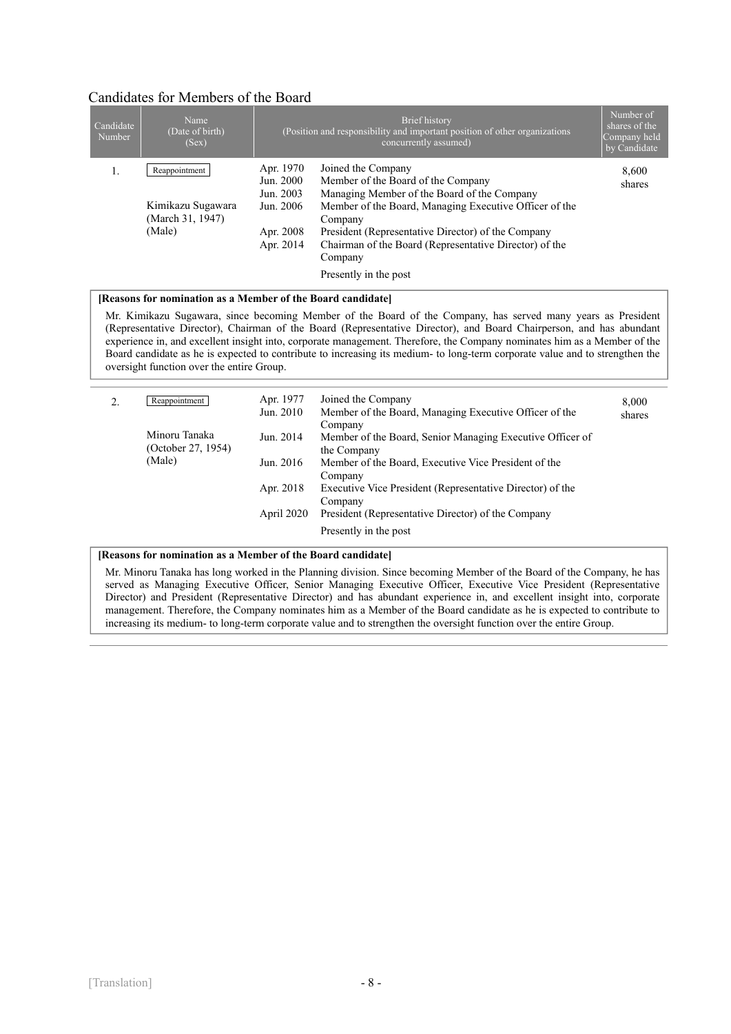## Candidates for Members of the Board

| Candidate Number | Name (Date of birth) (Sex) | Brief history (Position and responsibility and important position of other organizations concurrently assumed) | | Number of shares of the Company held by Candidate |
|---|---|---|---|---|
| 1. | Reappointment<br><br>Kimikazu Sugawara (March 31, 1947) (Male) | Apr. 1970<br>Jun. 2000<br>Jun. 2003<br>Jun. 2006<br><br>Apr. 2008<br>Apr. 2014 | Joined the Company<br>Member of the Board of the Company<br>Managing Member of the Board of the Company<br>Member of the Board, Managing Executive Officer of the Company<br>President (Representative Director) of the Company<br>Chairman of the Board (Representative Director) of the Company<br>Presently in the post | 8,600 shares |

**[Reasons for nomination as a Member of the Board candidate]**

Mr. Kimikazu Sugawara, since becoming Member of the Board of the Company, has served many years as President (Representative Director), Chairman of the Board (Representative Director), and Board Chairperson, and has abundant experience in, and excellent insight into, corporate management. Therefore, the Company nominates him as a Member of the Board candidate as he is expected to contribute to increasing its medium- to long-term corporate value and to strengthen the oversight function over the entire Group.

| Candidate Number | Name (Date of birth) (Sex) | Brief history (Position and responsibility and important position of other organizations concurrently assumed) | | Number of shares of the Company held by Candidate |
|---|---|---|---|---|
| 2. | Reappointment<br><br>Minoru Tanaka (October 27, 1954) (Male) | Apr. 1977<br>Jun. 2010<br><br>Jun. 2014<br><br>Jun. 2016<br><br>Apr. 2018<br><br>April 2020 | Joined the Company<br>Member of the Board, Managing Executive Officer of the Company<br>Member of the Board, Senior Managing Executive Officer of the Company<br>Member of the Board, Executive Vice President of the Company<br>Executive Vice President (Representative Director) of the Company<br>President (Representative Director) of the Company<br>Presently in the post | 8,000 shares |

**[Reasons for nomination as a Member of the Board candidate]**

Mr. Minoru Tanaka has long worked in the Planning division. Since becoming Member of the Board of the Company, he has served as Managing Executive Officer, Senior Managing Executive Officer, Executive Vice President (Representative Director) and President (Representative Director) and has abundant experience in, and excellent insight into, corporate management. Therefore, the Company nominates him as a Member of the Board candidate as he is expected to contribute to increasing its medium- to long-term corporate value and to strengthen the oversight function over the entire Group.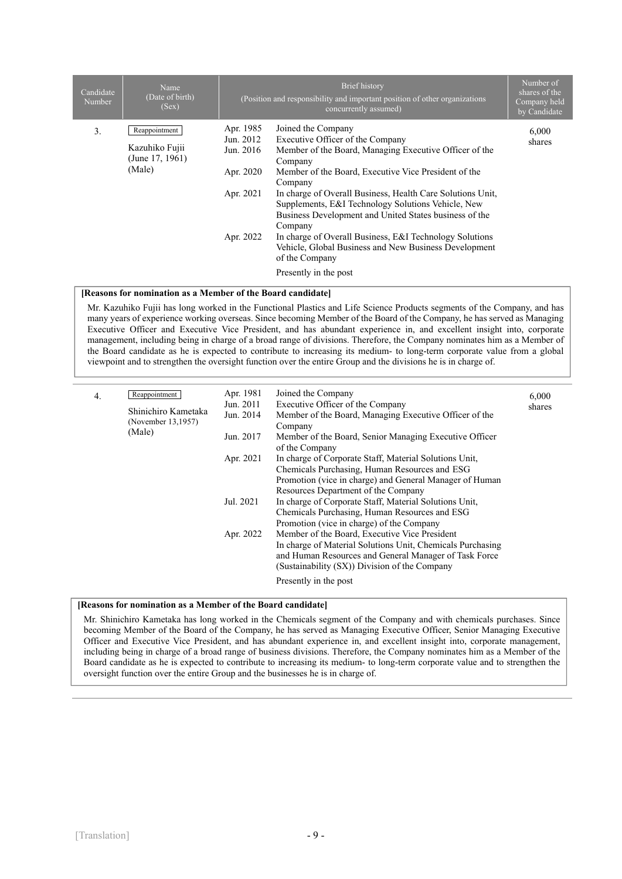| Candidate Number | Name (Date of birth) (Sex) | Brief history (Position and responsibility and important position of other organizations concurrently assumed) | | Number of shares of the Company held by Candidate |
|---|---|---|---|---|
| 3. | Reappointment<br>Kazuhiko Fujii<br>(June 17, 1961)<br>(Male) | Apr. 1985 | Joined the Company | 6,000 shares |
| | | Jun. 2012 | Executive Officer of the Company | |
| | | Jun. 2016 | Member of the Board, Managing Executive Officer of the Company | |
| | | Apr. 2020 | Member of the Board, Executive Vice President of the Company | |
| | | Apr. 2021 | In charge of Overall Business, Health Care Solutions Unit, Supplements, E&I Technology Solutions Vehicle, New Business Development and United States business of the Company | |
| | | Apr. 2022 | In charge of Overall Business, E&I Technology Solutions Vehicle, Global Business and New Business Development of the Company | |
| | | | Presently in the post | |

**[Reasons for nomination as a Member of the Board candidate]**

Mr. Kazuhiko Fujii has long worked in the Functional Plastics and Life Science Products segments of the Company, and has many years of experience working overseas. Since becoming Member of the Board of the Company, he has served as Managing Executive Officer and Executive Vice President, and has abundant experience in, and excellent insight into, corporate management, including being in charge of a broad range of divisions. Therefore, the Company nominates him as a Member of the Board candidate as he is expected to contribute to increasing its medium- to long-term corporate value from a global viewpoint and to strengthen the oversight function over the entire Group and the divisions he is in charge of.

| Candidate Number | Name (Date of birth) (Sex) | Brief history (Position and responsibility and important position of other organizations concurrently assumed) | | Number of shares of the Company held by Candidate |
|---|---|---|---|---|
| 4. | Reappointment<br>Shinichiro Kametaka<br>(November 13,1957)<br>(Male) | Apr. 1981 | Joined the Company | 6,000 shares |
| | | Jun. 2011 | Executive Officer of the Company | |
| | | Jun. 2014 | Member of the Board, Managing Executive Officer of the Company | |
| | | Jun. 2017 | Member of the Board, Senior Managing Executive Officer of the Company | |
| | | Apr. 2021 | In charge of Corporate Staff, Material Solutions Unit, Chemicals Purchasing, Human Resources and ESG Promotion (vice in charge) and General Manager of Human Resources Department of the Company | |
| | | Jul. 2021 | In charge of Corporate Staff, Material Solutions Unit, Chemicals Purchasing, Human Resources and ESG Promotion (vice in charge) of the Company | |
| | | Apr. 2022 | Member of the Board, Executive Vice President<br>In charge of Material Solutions Unit, Chemicals Purchasing and Human Resources and General Manager of Task Force (Sustainability (SX)) Division of the Company | |
| | | | Presently in the post | |

**[Reasons for nomination as a Member of the Board candidate]**

Mr. Shinichiro Kametaka has long worked in the Chemicals segment of the Company and with chemicals purchases. Since becoming Member of the Board of the Company, he has served as Managing Executive Officer, Senior Managing Executive Officer and Executive Vice President, and has abundant experience in, and excellent insight into, corporate management, including being in charge of a broad range of business divisions. Therefore, the Company nominates him as a Member of the Board candidate as he is expected to contribute to increasing its medium- to long-term corporate value and to strengthen the oversight function over the entire Group and the businesses he is in charge of.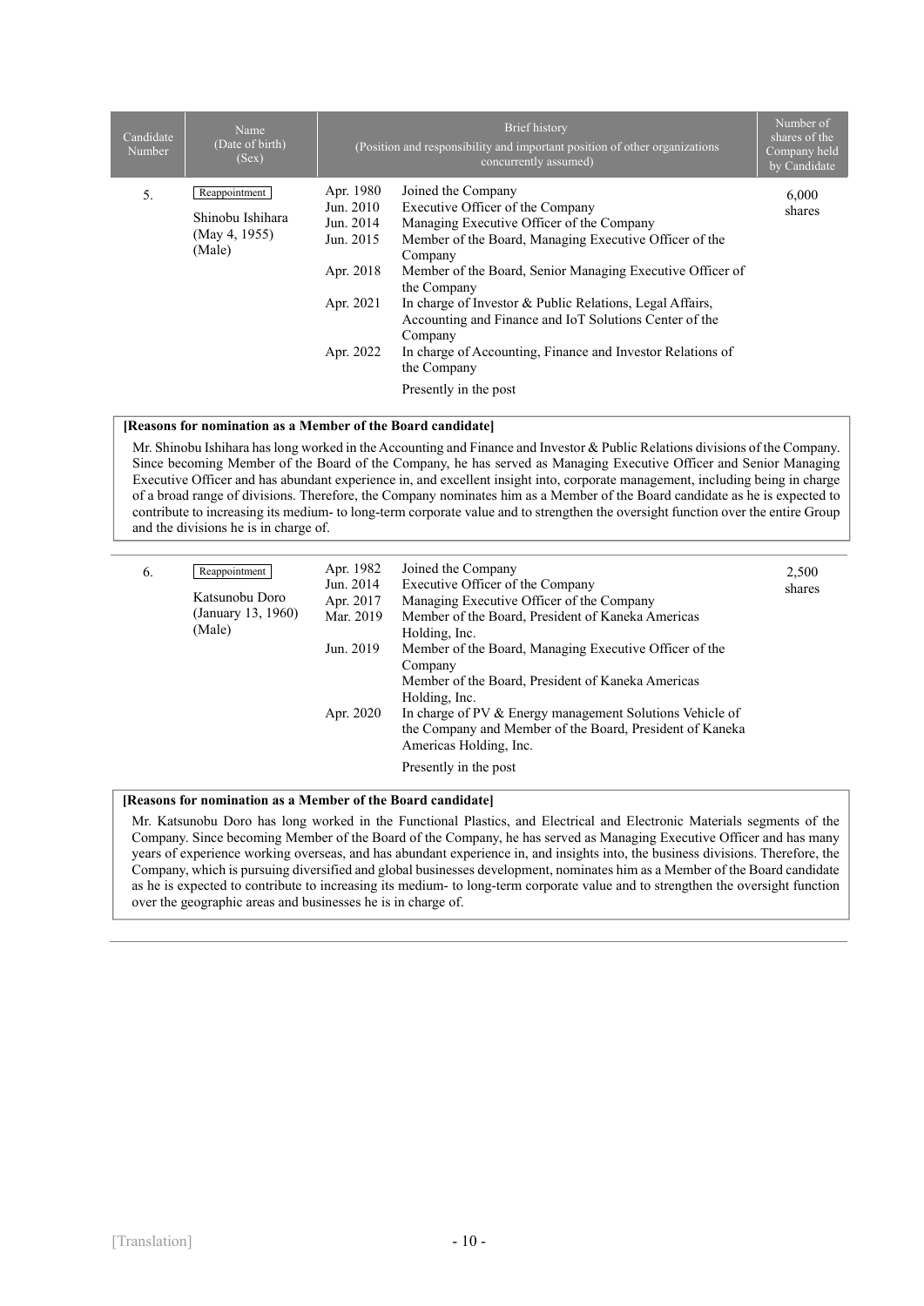| Candidate Number | Name (Date of birth) (Sex) | Brief history (Position and responsibility and important position of other organizations concurrently assumed) | | Number of shares of the Company held by Candidate |
|---|---|---|---|---|
| 5. | Reappointment<br>Shinobu Ishihara<br>(May 4, 1955)<br>(Male) | Apr. 1980 | Joined the Company | 6,000 shares |
| | | Jun. 2010 | Executive Officer of the Company | |
| | | Jun. 2014 | Managing Executive Officer of the Company | |
| | | Jun. 2015 | Member of the Board, Managing Executive Officer of the Company | |
| | | Apr. 2018 | Member of the Board, Senior Managing Executive Officer of the Company | |
| | | Apr. 2021 | In charge of Investor & Public Relations, Legal Affairs, Accounting and Finance and IoT Solutions Center of the Company | |
| | | Apr. 2022 | In charge of Accounting, Finance and Investor Relations of the Company | |
| | | | Presently in the post | |

**[Reasons for nomination as a Member of the Board candidate]**

Mr. Shinobu Ishihara has long worked in the Accounting and Finance and Investor & Public Relations divisions of the Company. Since becoming Member of the Board of the Company, he has served as Managing Executive Officer and Senior Managing Executive Officer and has abundant experience in, and excellent insight into, corporate management, including being in charge of a broad range of divisions. Therefore, the Company nominates him as a Member of the Board candidate as he is expected to contribute to increasing its medium- to long-term corporate value and to strengthen the oversight function over the entire Group and the divisions he is in charge of.

| Candidate Number | Name (Date of birth) (Sex) | Brief history (Position and responsibility and important position of other organizations concurrently assumed) | | Number of shares of the Company held by Candidate |
|---|---|---|---|---|
| 6. | Reappointment<br>Katsunobu Doro<br>(January 13, 1960)<br>(Male) | Apr. 1982 | Joined the Company | 2,500 shares |
| | | Jun. 2014 | Executive Officer of the Company | |
| | | Apr. 2017 | Managing Executive Officer of the Company | |
| | | Mar. 2019 | Member of the Board, President of Kaneka Americas Holding, Inc. | |
| | | Jun. 2019 | Member of the Board, Managing Executive Officer of the Company<br>Member of the Board, President of Kaneka Americas Holding, Inc. | |
| | | Apr. 2020 | In charge of PV & Energy management Solutions Vehicle of the Company and Member of the Board, President of Kaneka Americas Holding, Inc. | |
| | | | Presently in the post | |

**[Reasons for nomination as a Member of the Board candidate]**

Mr. Katsunobu Doro has long worked in the Functional Plastics, and Electrical and Electronic Materials segments of the Company. Since becoming Member of the Board of the Company, he has served as Managing Executive Officer and has many years of experience working overseas, and has abundant experience in, and insights into, the business divisions. Therefore, the Company, which is pursuing diversified and global businesses development, nominates him as a Member of the Board candidate as he is expected to contribute to increasing its medium- to long-term corporate value and to strengthen the oversight function over the geographic areas and businesses he is in charge of.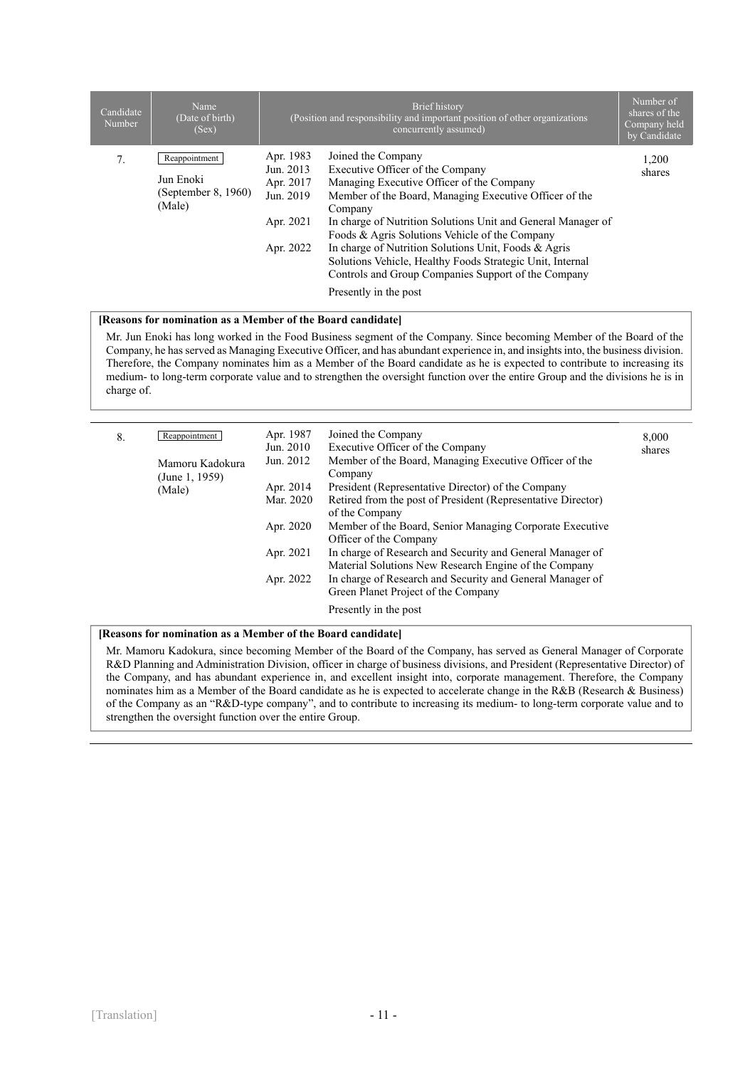| Candidate Number | Name (Date of birth) (Sex) | Brief history (Position and responsibility and important position of other organizations concurrently assumed) | | Number of shares of the Company held by Candidate |
|---|---|---|---|---|
| 7. | Reappointment<br>Jun Enoki<br>(September 8, 1960)<br>(Male) | Apr. 1983<br>Jun. 2013<br>Apr. 2017<br>Jun. 2019<br><br>Apr. 2021<br><br>Apr. 2022 | Joined the Company<br>Executive Officer of the Company<br>Managing Executive Officer of the Company<br>Member of the Board, Managing Executive Officer of the Company<br>In charge of Nutrition Solutions Unit and General Manager of Foods & Agris Solutions Vehicle of the Company<br>In charge of Nutrition Solutions Unit, Foods & Agris Solutions Vehicle, Healthy Foods Strategic Unit, Internal Controls and Group Companies Support of the Company<br>Presently in the post | 1,200 shares |

**[Reasons for nomination as a Member of the Board candidate]**

Mr. Jun Enoki has long worked in the Food Business segment of the Company. Since becoming Member of the Board of the Company, he has served as Managing Executive Officer, and has abundant experience in, and insights into, the business division. Therefore, the Company nominates him as a Member of the Board candidate as he is expected to contribute to increasing its medium- to long-term corporate value and to strengthen the oversight function over the entire Group and the divisions he is in charge of.

| Candidate Number | Name (Date of birth) (Sex) | Brief history (Position and responsibility and important position of other organizations concurrently assumed) | | Number of shares of the Company held by Candidate |
|---|---|---|---|---|
| 8. | Reappointment<br>Mamoru Kadokura<br>(June 1, 1959)<br>(Male) | Apr. 1987<br>Jun. 2010<br>Jun. 2012<br><br>Apr. 2014<br>Mar. 2020<br><br>Apr. 2020<br><br>Apr. 2021<br><br>Apr. 2022 | Joined the Company<br>Executive Officer of the Company<br>Member of the Board, Managing Executive Officer of the Company<br>President (Representative Director) of the Company<br>Retired from the post of President (Representative Director) of the Company<br>Member of the Board, Senior Managing Corporate Executive Officer of the Company<br>In charge of Research and Security and General Manager of Material Solutions New Research Engine of the Company<br>In charge of Research and Security and General Manager of Green Planet Project of the Company<br>Presently in the post | 8,000 shares |

**[Reasons for nomination as a Member of the Board candidate]**

Mr. Mamoru Kadokura, since becoming Member of the Board of the Company, has served as General Manager of Corporate R&D Planning and Administration Division, officer in charge of business divisions, and President (Representative Director) of the Company, and has abundant experience in, and excellent insight into, corporate management. Therefore, the Company nominates him as a Member of the Board candidate as he is expected to accelerate change in the R&B (Research & Business) of the Company as an "R&D-type company", and to contribute to increasing its medium- to long-term corporate value and to strengthen the oversight function over the entire Group.

[Translation]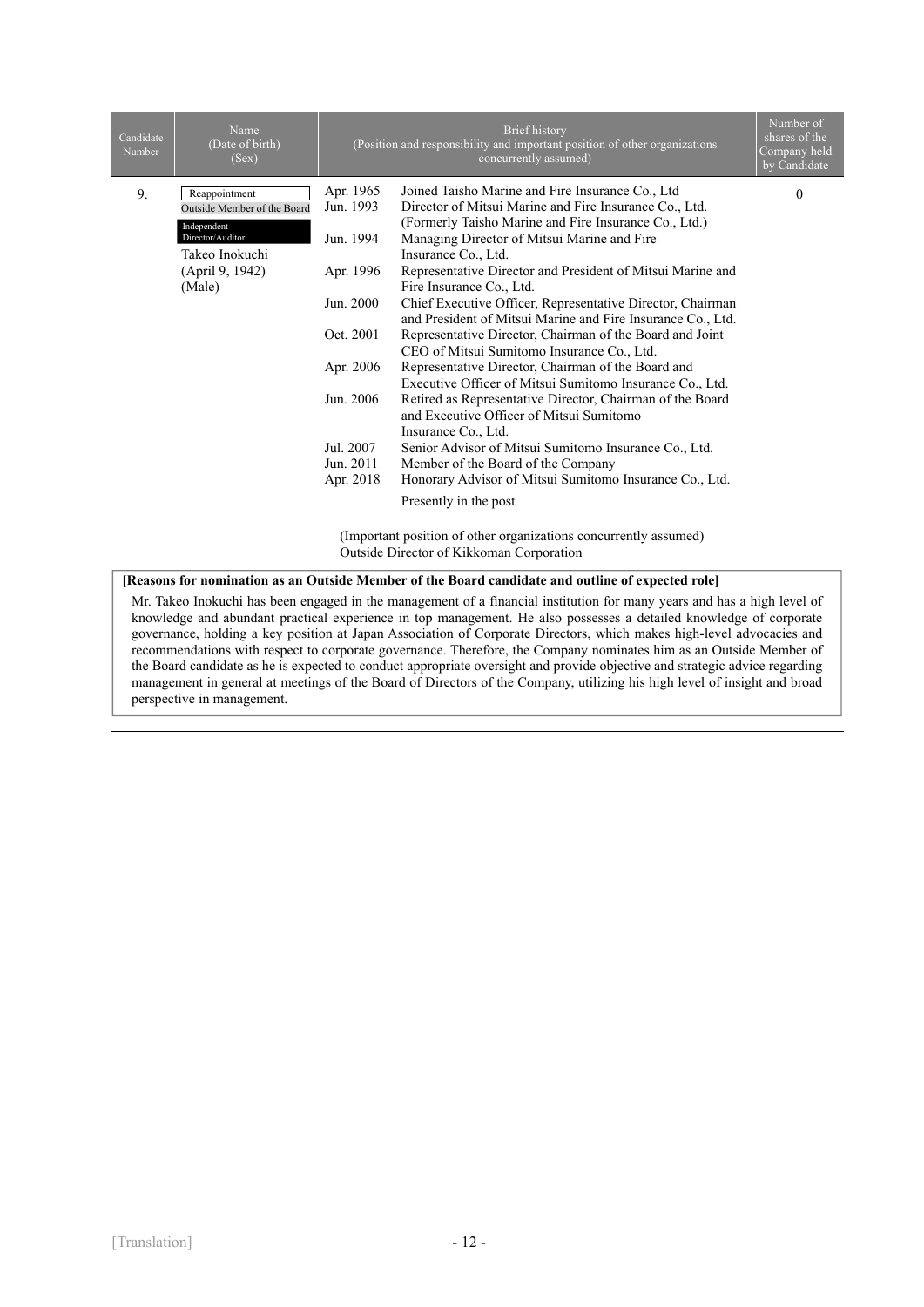| Candidate Number | Name (Date of birth) (Sex) | Brief history (Position and responsibility and important position of other organizations concurrently assumed) | | Number of shares of the Company held by Candidate |
|---|---|---|---|---|
| 9. | Reappointment<br>Outside Member of the Board<br>Independent Director/Auditor<br>Takeo Inokuchi<br>(April 9, 1942)<br>(Male) | Apr. 1965 | Joined Taisho Marine and Fire Insurance Co., Ltd | 0 |
| | | Jun. 1993 | Director of Mitsui Marine and Fire Insurance Co., Ltd. (Formerly Taisho Marine and Fire Insurance Co., Ltd.) | |
| | | Jun. 1994 | Managing Director of Mitsui Marine and Fire Insurance Co., Ltd. | |
| | | Apr. 1996 | Representative Director and President of Mitsui Marine and Fire Insurance Co., Ltd. | |
| | | Jun. 2000 | Chief Executive Officer, Representative Director, Chairman and President of Mitsui Marine and Fire Insurance Co., Ltd. | |
| | | Oct. 2001 | Representative Director, Chairman of the Board and Joint CEO of Mitsui Sumitomo Insurance Co., Ltd. | |
| | | Apr. 2006 | Representative Director, Chairman of the Board and Executive Officer of Mitsui Sumitomo Insurance Co., Ltd. | |
| | | Jun. 2006 | Retired as Representative Director, Chairman of the Board and Executive Officer of Mitsui Sumitomo Insurance Co., Ltd. | |
| | | Jul. 2007 | Senior Advisor of Mitsui Sumitomo Insurance Co., Ltd. | |
| | | Jun. 2011 | Member of the Board of the Company | |
| | | Apr. 2018 | Honorary Advisor of Mitsui Sumitomo Insurance Co., Ltd. | |
| | | | Presently in the post | |
| | | | (Important position of other organizations concurrently assumed)<br>Outside Director of Kikkoman Corporation | |

**[Reasons for nomination as an Outside Member of the Board candidate and outline of expected role]**

Mr. Takeo Inokuchi has been engaged in the management of a financial institution for many years and has a high level of knowledge and abundant practical experience in top management. He also possesses a detailed knowledge of corporate governance, holding a key position at Japan Association of Corporate Directors, which makes high-level advocacies and recommendations with respect to corporate governance. Therefore, the Company nominates him as an Outside Member of the Board candidate as he is expected to conduct appropriate oversight and provide objective and strategic advice regarding management in general at meetings of the Board of Directors of the Company, utilizing his high level of insight and broad perspective in management.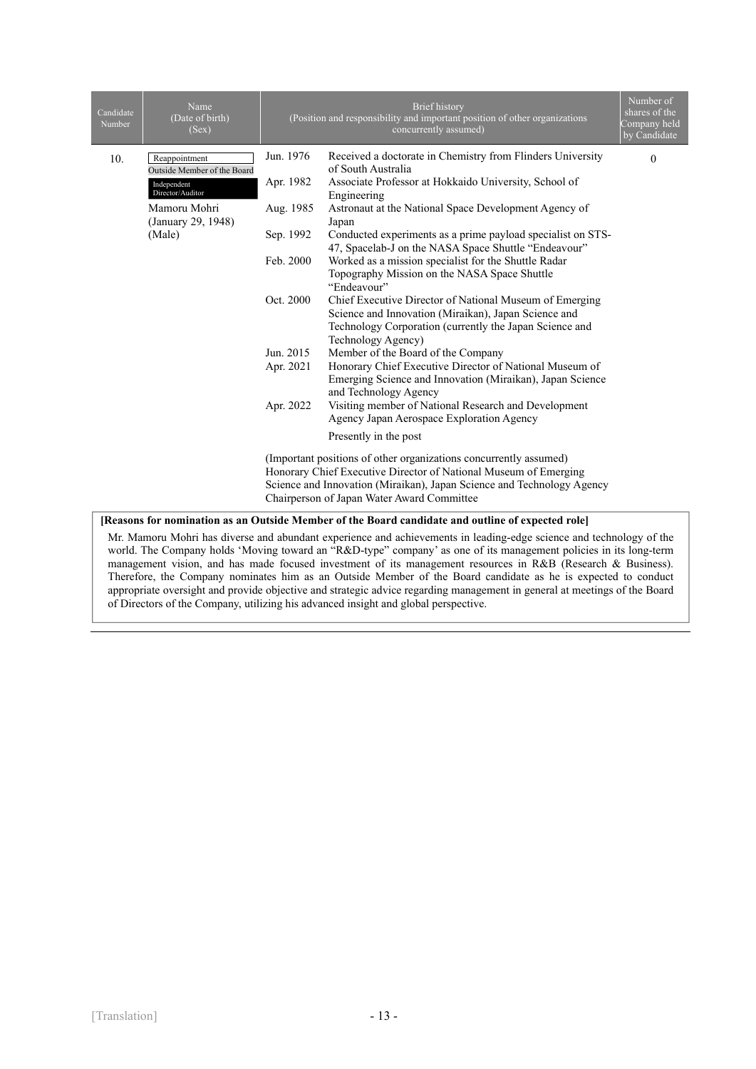| Candidate Number | Name (Date of birth) (Sex) | Brief history (Position and responsibility and important position of other organizations concurrently assumed) | | Number of shares of the Company held by Candidate |
|---|---|---|---|---|
| 10. | Reappointment<br>Outside Member of the Board<br>Independent Director/Auditor<br>Mamoru Mohri<br>(January 29, 1948)<br>(Male) | Jun. 1976 | Received a doctorate in Chemistry from Flinders University of South Australia | 0 |
| | | Apr. 1982 | Associate Professor at Hokkaido University, School of Engineering | |
| | | Aug. 1985 | Astronaut at the National Space Development Agency of Japan | |
| | | Sep. 1992 | Conducted experiments as a prime payload specialist on STS-47, Spacelab-J on the NASA Space Shuttle "Endeavour" | |
| | | Feb. 2000 | Worked as a mission specialist for the Shuttle Radar Topography Mission on the NASA Space Shuttle "Endeavour" | |
| | | Oct. 2000 | Chief Executive Director of National Museum of Emerging Science and Innovation (Miraikan), Japan Science and Technology Corporation (currently the Japan Science and Technology Agency) | |
| | | Jun. 2015 | Member of the Board of the Company | |
| | | Apr. 2021 | Honorary Chief Executive Director of National Museum of Emerging Science and Innovation (Miraikan), Japan Science and Technology Agency | |
| | | Apr. 2022 | Visiting member of National Research and Development Agency Japan Aerospace Exploration Agency<br>Presently in the post | |
| | | (Important positions of other organizations concurrently assumed)<br>Honorary Chief Executive Director of National Museum of Emerging Science and Innovation (Miraikan), Japan Science and Technology Agency<br>Chairperson of Japan Water Award Committee | | |

**[Reasons for nomination as an Outside Member of the Board candidate and outline of expected role]**

Mr. Mamoru Mohri has diverse and abundant experience and achievements in leading-edge science and technology of the world. The Company holds 'Moving toward an "R&D-type" company' as one of its management policies in its long-term management vision, and has made focused investment of its management resources in R&B (Research & Business). Therefore, the Company nominates him as an Outside Member of the Board candidate as he is expected to conduct appropriate oversight and provide objective and strategic advice regarding management in general at meetings of the Board of Directors of the Company, utilizing his advanced insight and global perspective.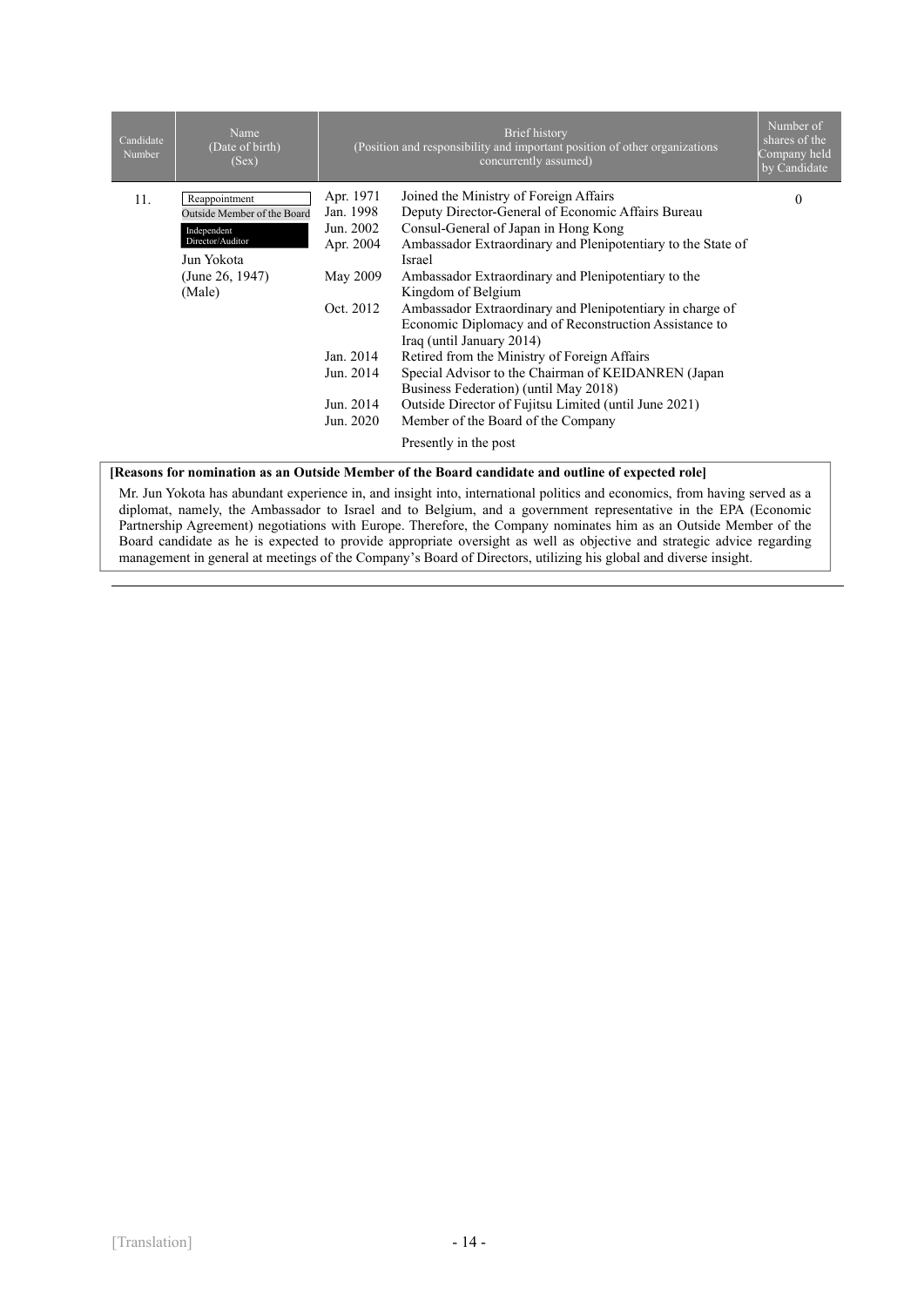| Candidate Number | Name (Date of birth) (Sex) | Brief history (Position and responsibility and important position of other organizations concurrently assumed) | | Number of shares of the Company held by Candidate |
|---|---|---|---|---|
| 11. | Reappointment<br>Outside Member of the Board<br>Independent Director/Auditor<br>Jun Yokota<br>(June 26, 1947)<br>(Male) | Apr. 1971<br>Jan. 1998<br>Jun. 2002<br>Apr. 2004<br><br>May 2009<br><br>Oct. 2012<br><br><br>Jan. 2014<br>Jun. 2014<br><br>Jun. 2014<br>Jun. 2020 | Joined the Ministry of Foreign Affairs<br>Deputy Director-General of Economic Affairs Bureau<br>Consul-General of Japan in Hong Kong<br>Ambassador Extraordinary and Plenipotentiary to the State of Israel<br>Ambassador Extraordinary and Plenipotentiary to the Kingdom of Belgium<br>Ambassador Extraordinary and Plenipotentiary in charge of Economic Diplomacy and of Reconstruction Assistance to Iraq (until January 2014)<br>Retired from the Ministry of Foreign Affairs<br>Special Advisor to the Chairman of KEIDANREN (Japan Business Federation) (until May 2018)<br>Outside Director of Fujitsu Limited (until June 2021)<br>Member of the Board of the Company<br>Presently in the post | 0 |

**[Reasons for nomination as an Outside Member of the Board candidate and outline of expected role]**

Mr. Jun Yokota has abundant experience in, and insight into, international politics and economics, from having served as a diplomat, namely, the Ambassador to Israel and to Belgium, and a government representative in the EPA (Economic Partnership Agreement) negotiations with Europe. Therefore, the Company nominates him as an Outside Member of the Board candidate as he is expected to provide appropriate oversight as well as objective and strategic advice regarding management in general at meetings of the Company's Board of Directors, utilizing his global and diverse insight.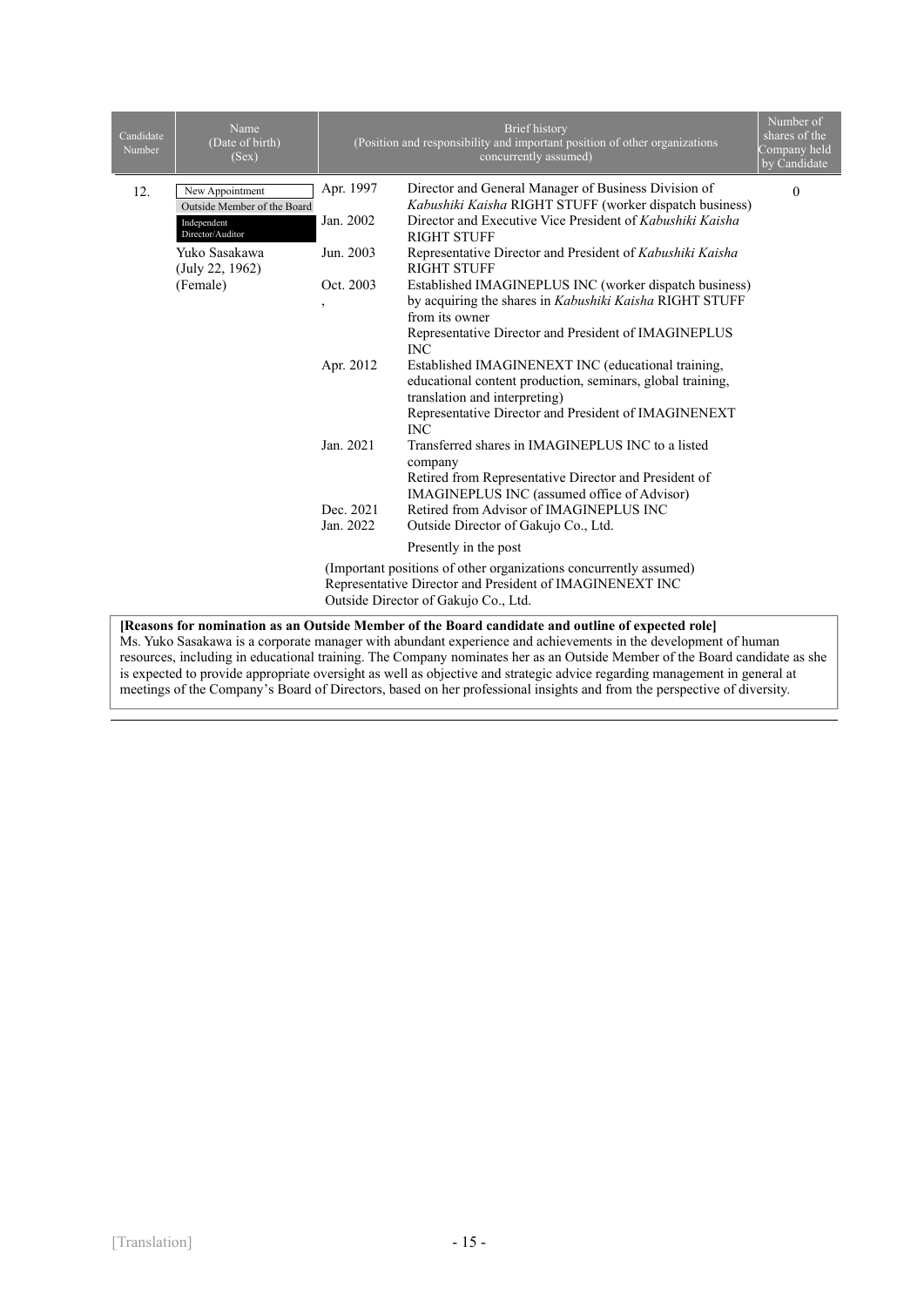| Candidate Number | Name (Date of birth) (Sex) | Brief history (Position and responsibility and important position of other organizations concurrently assumed) | | Number of shares of the Company held by Candidate |
|---|---|---|---|---|
| 12. | New Appointment<br>Outside Member of the Board<br>Independent Director/Auditor<br>Yuko Sasakawa<br>(July 22, 1962)<br>(Female) | Apr. 1997 | Director and General Manager of Business Division of *Kabushiki Kaisha* RIGHT STUFF (worker dispatch business) | 0 |
| | | Jan. 2002 | Director and Executive Vice President of *Kabushiki Kaisha* RIGHT STUFF | |
| | | Jun. 2003 | Representative Director and President of *Kabushiki Kaisha* RIGHT STUFF | |
| | | Oct. 2003<br>, | Established IMAGINEPLUS INC (worker dispatch business) by acquiring the shares in *Kabushiki Kaisha* RIGHT STUFF from its owner<br>Representative Director and President of IMAGINEPLUS INC | |
| | | Apr. 2012 | Established IMAGINENEXT INC (educational training, educational content production, seminars, global training, translation and interpreting)<br>Representative Director and President of IMAGINENEXT INC | |
| | | Jan. 2021 | Transferred shares in IMAGINEPLUS INC to a listed company<br>Retired from Representative Director and President of IMAGINEPLUS INC (assumed office of Advisor) | |
| | | Dec. 2021 | Retired from Advisor of IMAGINEPLUS INC | |
| | | Jan. 2022 | Outside Director of Gakujo Co., Ltd.<br>Presently in the post | |
| | | (Important positions of other organizations concurrently assumed)<br>Representative Director and President of IMAGINENEXT INC<br>Outside Director of Gakujo Co., Ltd. | | |

**[Reasons for nomination as an Outside Member of the Board candidate and outline of expected role]**
Ms. Yuko Sasakawa is a corporate manager with abundant experience and achievements in the development of human resources, including in educational training. The Company nominates her as an Outside Member of the Board candidate as she is expected to provide appropriate oversight as well as objective and strategic advice regarding management in general at meetings of the Company's Board of Directors, based on her professional insights and from the perspective of diversity.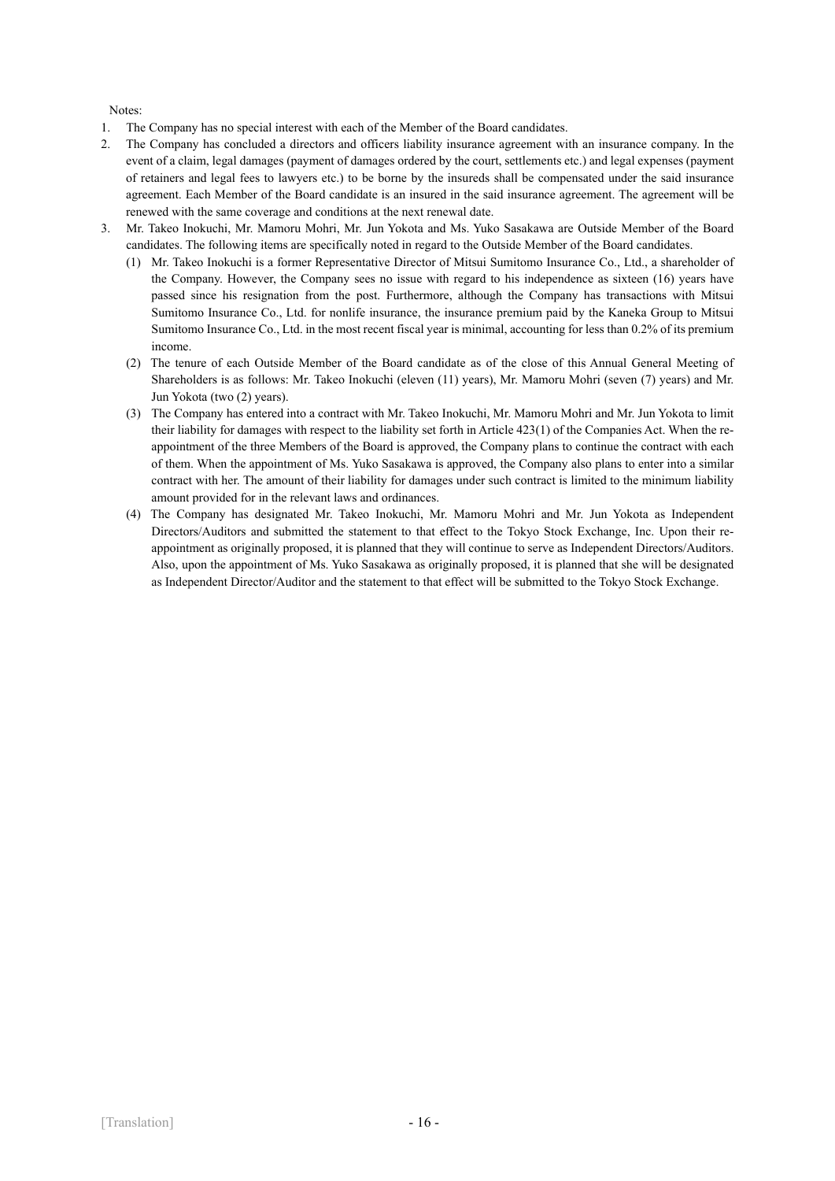Notes:

1. The Company has no special interest with each of the Member of the Board candidates.
2. The Company has concluded a directors and officers liability insurance agreement with an insurance company. In the event of a claim, legal damages (payment of damages ordered by the court, settlements etc.) and legal expenses (payment of retainers and legal fees to lawyers etc.) to be borne by the insureds shall be compensated under the said insurance agreement. Each Member of the Board candidate is an insured in the said insurance agreement. The agreement will be renewed with the same coverage and conditions at the next renewal date.
3. Mr. Takeo Inokuchi, Mr. Mamoru Mohri, Mr. Jun Yokota and Ms. Yuko Sasakawa are Outside Member of the Board candidates. The following items are specifically noted in regard to the Outside Member of the Board candidates.
   (1) Mr. Takeo Inokuchi is a former Representative Director of Mitsui Sumitomo Insurance Co., Ltd., a shareholder of the Company. However, the Company sees no issue with regard to his independence as sixteen (16) years have passed since his resignation from the post. Furthermore, although the Company has transactions with Mitsui Sumitomo Insurance Co., Ltd. for nonlife insurance, the insurance premium paid by the Kaneka Group to Mitsui Sumitomo Insurance Co., Ltd. in the most recent fiscal year is minimal, accounting for less than 0.2% of its premium income.
   (2) The tenure of each Outside Member of the Board candidate as of the close of this Annual General Meeting of Shareholders is as follows: Mr. Takeo Inokuchi (eleven (11) years), Mr. Mamoru Mohri (seven (7) years) and Mr. Jun Yokota (two (2) years).
   (3) The Company has entered into a contract with Mr. Takeo Inokuchi, Mr. Mamoru Mohri and Mr. Jun Yokota to limit their liability for damages with respect to the liability set forth in Article 423(1) of the Companies Act. When the re-appointment of the three Members of the Board is approved, the Company plans to continue the contract with each of them. When the appointment of Ms. Yuko Sasakawa is approved, the Company also plans to enter into a similar contract with her. The amount of their liability for damages under such contract is limited to the minimum liability amount provided for in the relevant laws and ordinances.
   (4) The Company has designated Mr. Takeo Inokuchi, Mr. Mamoru Mohri and Mr. Jun Yokota as Independent Directors/Auditors and submitted the statement to that effect to the Tokyo Stock Exchange, Inc. Upon their re-appointment as originally proposed, it is planned that they will continue to serve as Independent Directors/Auditors. Also, upon the appointment of Ms. Yuko Sasakawa as originally proposed, it is planned that she will be designated as Independent Director/Auditor and the statement to that effect will be submitted to the Tokyo Stock Exchange.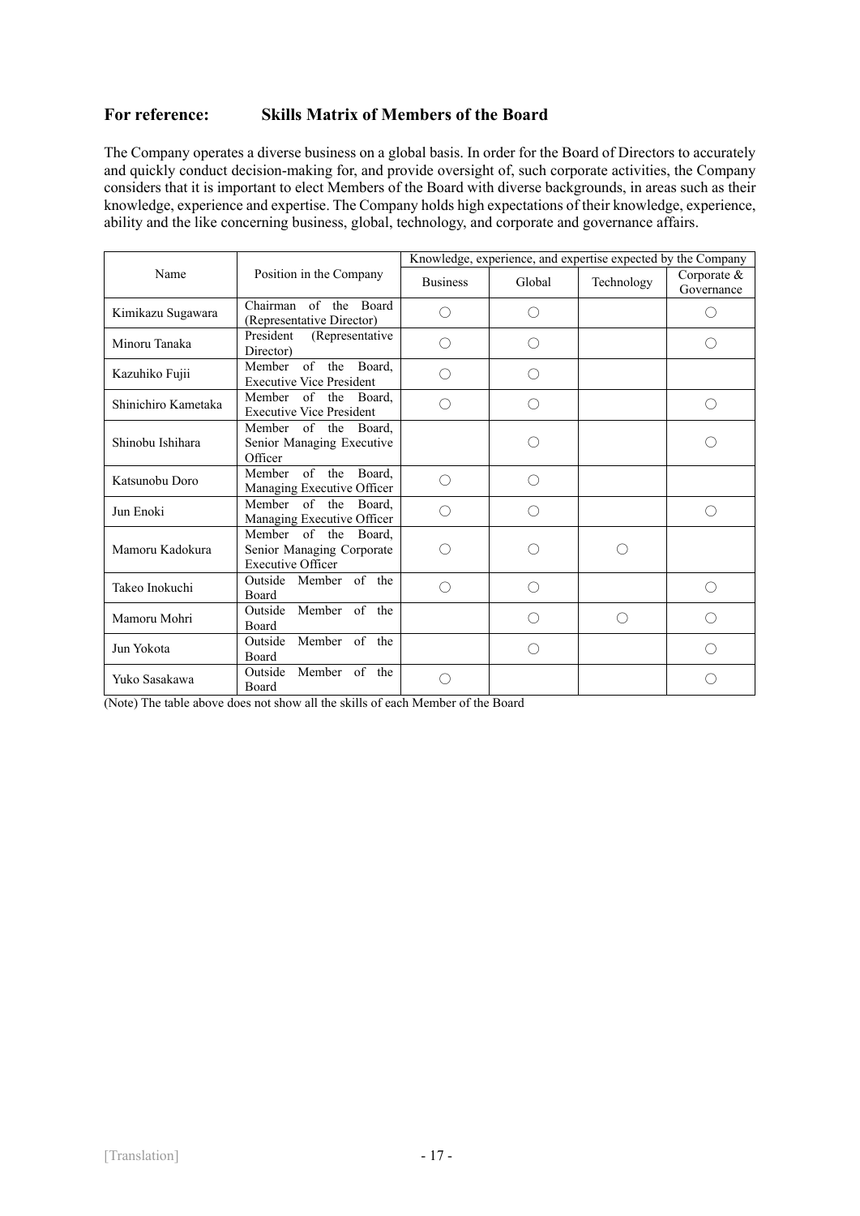## For reference: Skills Matrix of Members of the Board

The Company operates a diverse business on a global basis. In order for the Board of Directors to accurately and quickly conduct decision-making for, and provide oversight of, such corporate activities, the Company considers that it is important to elect Members of the Board with diverse backgrounds, in areas such as their knowledge, experience and expertise. The Company holds high expectations of their knowledge, experience, ability and the like concerning business, global, technology, and corporate and governance affairs.

| Name | Position in the Company | Knowledge, experience, and expertise expected by the Company | | | |
|---|---|---|---|---|---|
| | | Business | Global | Technology | Corporate & Governance |
| Kimikazu Sugawara | Chairman of the Board (Representative Director) | ○ | ○ | | ○ |
| Minoru Tanaka | President (Representative Director) | ○ | ○ | | ○ |
| Kazuhiko Fujii | Member of the Board, Executive Vice President | ○ | ○ | | |
| Shinichiro Kametaka | Member of the Board, Executive Vice President | ○ | ○ | | ○ |
| Shinobu Ishihara | Member of the Board, Senior Managing Executive Officer | | ○ | | ○ |
| Katsunobu Doro | Member of the Board, Managing Executive Officer | ○ | ○ | | |
| Jun Enoki | Member of the Board, Managing Executive Officer | ○ | ○ | | ○ |
| Mamoru Kadokura | Member of the Board, Senior Managing Corporate Executive Officer | ○ | ○ | ○ | |
| Takeo Inokuchi | Outside Member of the Board | ○ | ○ | | ○ |
| Mamoru Mohri | Outside Member of the Board | | ○ | ○ | ○ |
| Jun Yokota | Outside Member of the Board | | ○ | | ○ |
| Yuko Sasakawa | Outside Member of the Board | ○ | | | ○ |

(Note) The table above does not show all the skills of each Member of the Board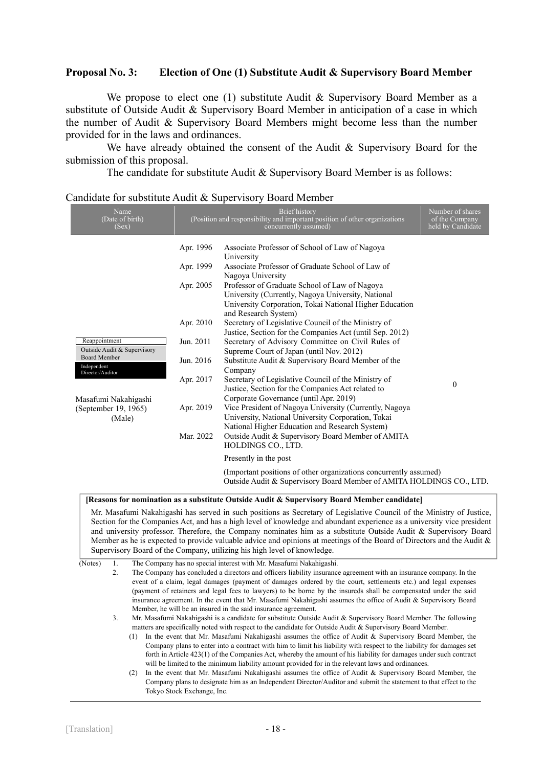## Proposal No. 3: Election of One (1) Substitute Audit & Supervisory Board Member

We propose to elect one (1) substitute Audit & Supervisory Board Member as a substitute of Outside Audit & Supervisory Board Member in anticipation of a case in which the number of Audit & Supervisory Board Members might become less than the number provided for in the laws and ordinances.

We have already obtained the consent of the Audit & Supervisory Board for the submission of this proposal.

The candidate for substitute Audit & Supervisory Board Member is as follows:

Candidate for substitute Audit & Supervisory Board Member

| Name (Date of birth) (Sex) | Brief history (Position and responsibility and important position of other organizations concurrently assumed) | | Number of shares of the Company held by Candidate |
|---|---|---|---|
| Reappointment<br>Outside Audit & Supervisory Board Member<br>Independent Director/Auditor<br><br>Masafumi Nakahigashi (September 19, 1965) (Male) | Apr. 1996 | Associate Professor of School of Law of Nagoya University | 0 |
| | Apr. 1999 | Associate Professor of Graduate School of Law of Nagoya University | |
| | Apr. 2005 | Professor of Graduate School of Law of Nagoya University (Currently, Nagoya University, National University Corporation, Tokai National Higher Education and Research System) | |
| | Apr. 2010 | Secretary of Legislative Council of the Ministry of Justice, Section for the Companies Act (until Sep. 2012) | |
| | Jun. 2011 | Secretary of Advisory Committee on Civil Rules of Supreme Court of Japan (until Nov. 2012) | |
| | Jun. 2016 | Substitute Audit & Supervisory Board Member of the Company | |
| | Apr. 2017 | Secretary of Legislative Council of the Ministry of Justice, Section for the Companies Act related to Corporate Governance (until Apr. 2019) | |
| | Apr. 2019 | Vice President of Nagoya University (Currently, Nagoya University, National University Corporation, Tokai National Higher Education and Research System) | |
| | Mar. 2022 | Outside Audit & Supervisory Board Member of AMITA HOLDINGS CO., LTD.<br>Presently in the post | |
| | (Important positions of other organizations concurrently assumed)<br>Outside Audit & Supervisory Board Member of AMITA HOLDINGS CO., LTD. | | |

**[Reasons for nomination as a substitute Outside Audit & Supervisory Board Member candidate]**

Mr. Masafumi Nakahigashi has served in such positions as Secretary of Legislative Council of the Ministry of Justice, Section for the Companies Act, and has a high level of knowledge and abundant experience as a university vice president and university professor. Therefore, the Company nominates him as a substitute Outside Audit & Supervisory Board Member as he is expected to provide valuable advice and opinions at meetings of the Board of Directors and the Audit & Supervisory Board of the Company, utilizing his high level of knowledge.

(Notes)
1. The Company has no special interest with Mr. Masafumi Nakahigashi.
2. The Company has concluded a directors and officers liability insurance agreement with an insurance company. In the event of a claim, legal damages (payment of damages ordered by the court, settlements etc.) and legal expenses (payment of retainers and legal fees to lawyers) to be borne by the insureds shall be compensated under the said insurance agreement. In the event that Mr. Masafumi Nakahigashi assumes the office of Audit & Supervisory Board Member, he will be an insured in the said insurance agreement.
3. Mr. Masafumi Nakahigashi is a candidate for substitute Outside Audit & Supervisory Board Member. The following matters are specifically noted with respect to the candidate for Outside Audit & Supervisory Board Member.
   (1) In the event that Mr. Masafumi Nakahigashi assumes the office of Audit & Supervisory Board Member, the Company plans to enter into a contract with him to limit his liability with respect to the liability for damages set forth in Article 423(1) of the Companies Act, whereby the amount of his liability for damages under such contract will be limited to the minimum liability amount provided for in the relevant laws and ordinances.
   (2) In the event that Mr. Masafumi Nakahigashi assumes the office of Audit & Supervisory Board Member, the Company plans to designate him as an Independent Director/Auditor and submit the statement to that effect to the Tokyo Stock Exchange, Inc.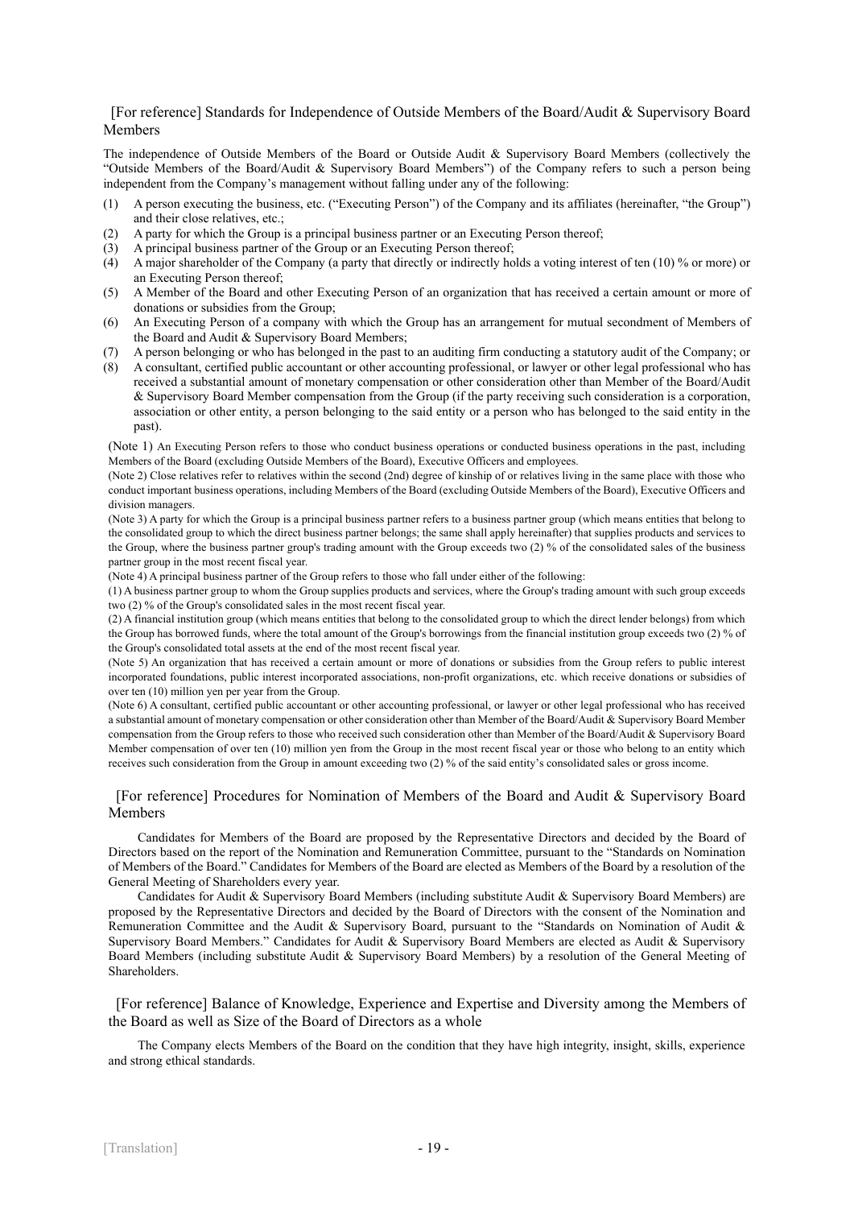## [For reference] Standards for Independence of Outside Members of the Board/Audit & Supervisory Board Members

The independence of Outside Members of the Board or Outside Audit & Supervisory Board Members (collectively the "Outside Members of the Board/Audit & Supervisory Board Members") of the Company refers to such a person being independent from the Company's management without falling under any of the following:

(1) A person executing the business, etc. ("Executing Person") of the Company and its affiliates (hereinafter, "the Group") and their close relatives, etc.;
(2) A party for which the Group is a principal business partner or an Executing Person thereof;
(3) A principal business partner of the Group or an Executing Person thereof;
(4) A major shareholder of the Company (a party that directly or indirectly holds a voting interest of ten (10) % or more) or an Executing Person thereof;
(5) A Member of the Board and other Executing Person of an organization that has received a certain amount or more of donations or subsidies from the Group;
(6) An Executing Person of a company with which the Group has an arrangement for mutual secondment of Members of the Board and Audit & Supervisory Board Members;
(7) A person belonging or who has belonged in the past to an auditing firm conducting a statutory audit of the Company; or
(8) A consultant, certified public accountant or other accounting professional, or lawyer or other legal professional who has received a substantial amount of monetary compensation or other consideration other than Member of the Board/Audit & Supervisory Board Member compensation from the Group (if the party receiving such consideration is a corporation, association or other entity, a person belonging to the said entity or a person who has belonged to the said entity in the past).

(Note 1) An Executing Person refers to those who conduct business operations or conducted business operations in the past, including Members of the Board (excluding Outside Members of the Board), Executive Officers and employees.

(Note 2) Close relatives refer to relatives within the second (2nd) degree of kinship of or relatives living in the same place with those who conduct important business operations, including Members of the Board (excluding Outside Members of the Board), Executive Officers and division managers.

(Note 3) A party for which the Group is a principal business partner refers to a business partner group (which means entities that belong to the consolidated group to which the direct business partner belongs; the same shall apply hereinafter) that supplies products and services to the Group, where the business partner group's trading amount with the Group exceeds two (2) % of the consolidated sales of the business partner group in the most recent fiscal year.

(Note 4) A principal business partner of the Group refers to those who fall under either of the following:

(1) A business partner group to whom the Group supplies products and services, where the Group's trading amount with such group exceeds two (2) % of the Group's consolidated sales in the most recent fiscal year.

(2) A financial institution group (which means entities that belong to the consolidated group to which the direct lender belongs) from which the Group has borrowed funds, where the total amount of the Group's borrowings from the financial institution group exceeds two (2) % of the Group's consolidated total assets at the end of the most recent fiscal year.

(Note 5) An organization that has received a certain amount or more of donations or subsidies from the Group refers to public interest incorporated foundations, public interest incorporated associations, non-profit organizations, etc. which receive donations or subsidies of over ten (10) million yen per year from the Group.

(Note 6) A consultant, certified public accountant or other accounting professional, or lawyer or other legal professional who has received a substantial amount of monetary compensation or other consideration other than Member of the Board/Audit & Supervisory Board Member compensation from the Group refers to those who received such consideration other than Member of the Board/Audit & Supervisory Board Member compensation of over ten (10) million yen from the Group in the most recent fiscal year or those who belong to an entity which receives such consideration from the Group in amount exceeding two (2) % of the said entity's consolidated sales or gross income.

## [For reference] Procedures for Nomination of Members of the Board and Audit & Supervisory Board Members

Candidates for Members of the Board are proposed by the Representative Directors and decided by the Board of Directors based on the report of the Nomination and Remuneration Committee, pursuant to the "Standards on Nomination of Members of the Board." Candidates for Members of the Board are elected as Members of the Board by a resolution of the General Meeting of Shareholders every year.

Candidates for Audit & Supervisory Board Members (including substitute Audit & Supervisory Board Members) are proposed by the Representative Directors and decided by the Board of Directors with the consent of the Nomination and Remuneration Committee and the Audit & Supervisory Board, pursuant to the "Standards on Nomination of Audit & Supervisory Board Members." Candidates for Audit & Supervisory Board Members are elected as Audit & Supervisory Board Members (including substitute Audit & Supervisory Board Members) by a resolution of the General Meeting of Shareholders.

## [For reference] Balance of Knowledge, Experience and Expertise and Diversity among the Members of the Board as well as Size of the Board of Directors as a whole

The Company elects Members of the Board on the condition that they have high integrity, insight, skills, experience and strong ethical standards.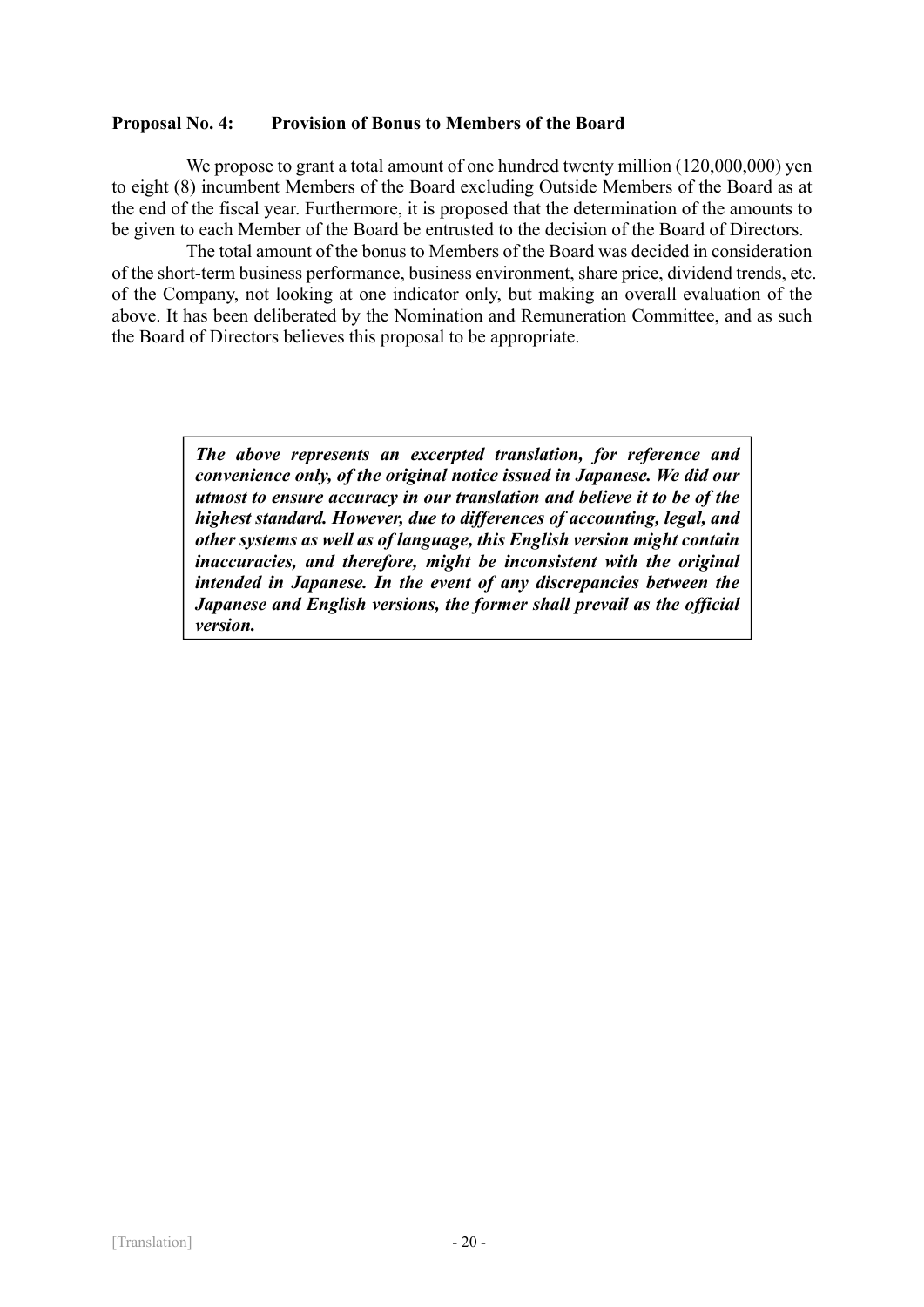**Proposal No. 4: Provision of Bonus to Members of the Board**

We propose to grant a total amount of one hundred twenty million (120,000,000) yen to eight (8) incumbent Members of the Board excluding Outside Members of the Board as at the end of the fiscal year. Furthermore, it is proposed that the determination of the amounts to be given to each Member of the Board be entrusted to the decision of the Board of Directors.

The total amount of the bonus to Members of the Board was decided in consideration of the short-term business performance, business environment, share price, dividend trends, etc. of the Company, not looking at one indicator only, but making an overall evaluation of the above. It has been deliberated by the Nomination and Remuneration Committee, and as such the Board of Directors believes this proposal to be appropriate.

***The above represents an excerpted translation, for reference and convenience only, of the original notice issued in Japanese. We did our utmost to ensure accuracy in our translation and believe it to be of the highest standard. However, due to differences of accounting, legal, and other systems as well as of language, this English version might contain inaccuracies, and therefore, might be inconsistent with the original intended in Japanese. In the event of any discrepancies between the Japanese and English versions, the former shall prevail as the official version.***